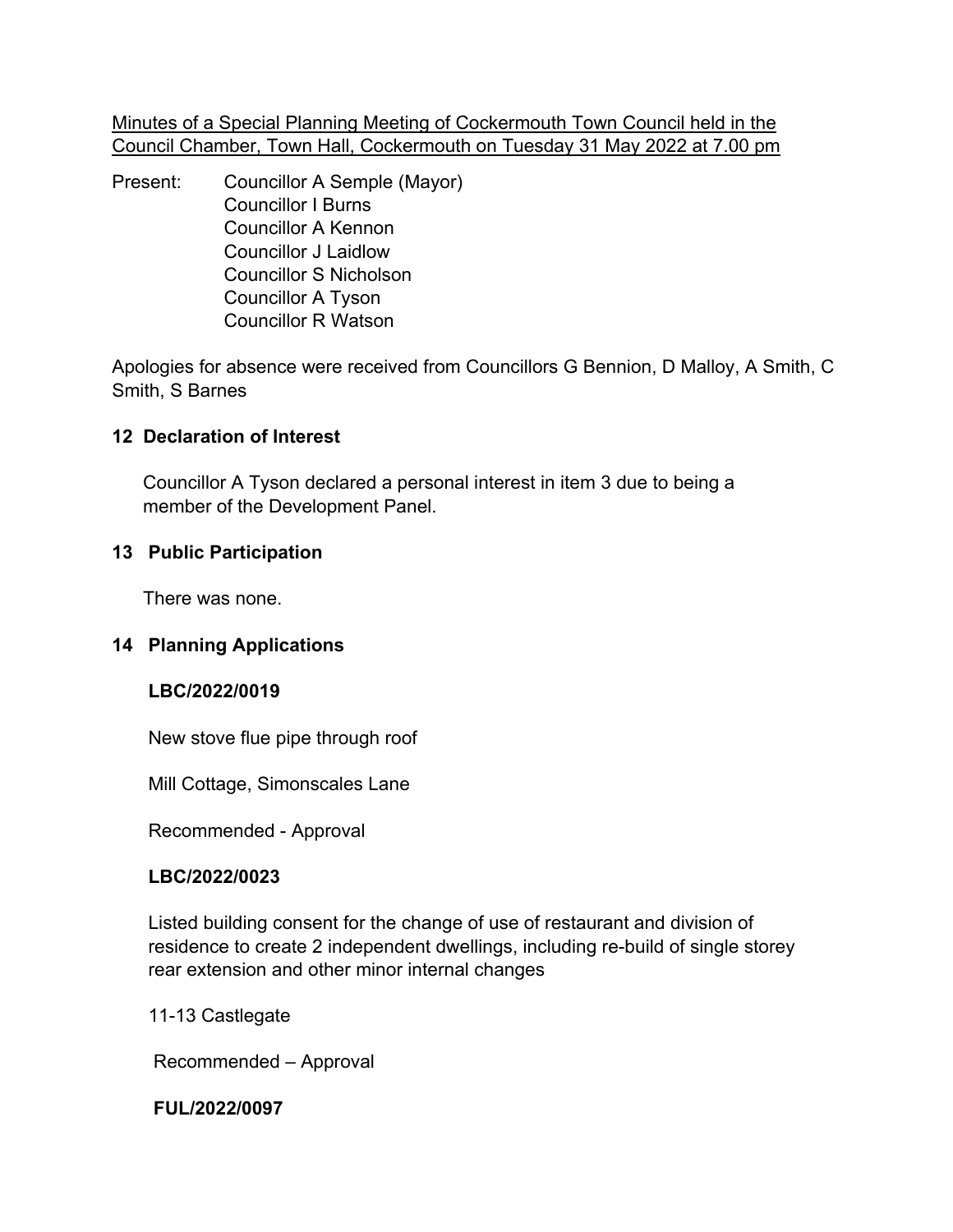Minutes of a Special Planning Meeting of Cockermouth Town Council held in the Council Chamber, Town Hall, Cockermouth on Tuesday 31 May 2022 at 7.00 pm

Present: Councillor A Semple (Mayor)
Councillor I Burns
Councillor A Kennon
Councillor J Laidlow
Councillor S Nicholson
Councillor A Tyson
Councillor R Watson

Apologies for absence were received from Councillors G Bennion, D Malloy, A Smith, C Smith, S Barnes

**12 Declaration of Interest**

Councillor A Tyson declared a personal interest in item 3 due to being a member of the Development Panel.

**13 Public Participation**

There was none.

**14 Planning Applications**

**LBC/2022/0019**

New stove flue pipe through roof

Mill Cottage, Simonscales Lane

Recommended - Approval

**LBC/2022/0023**

Listed building consent for the change of use of restaurant and division of residence to create 2 independent dwellings, including re-build of single storey rear extension and other minor internal changes

11-13 Castlegate

Recommended – Approval

**FUL/2022/0097**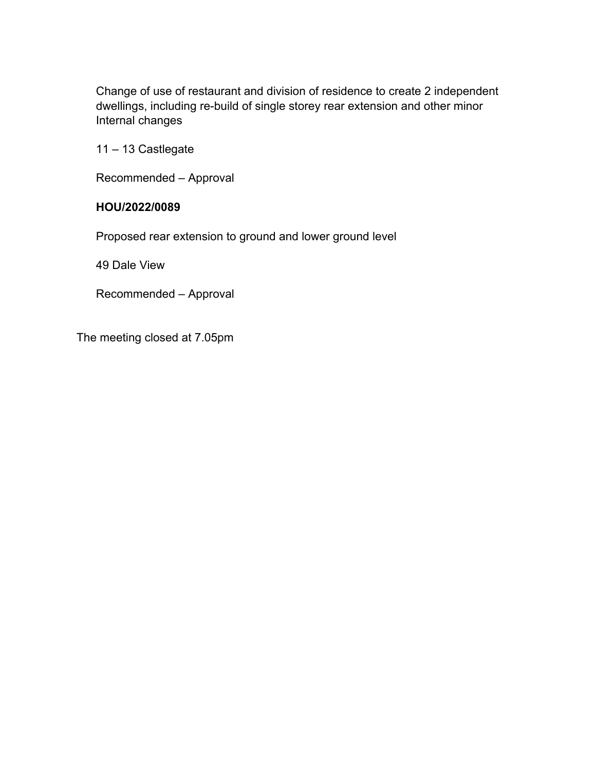Change of use of restaurant and division of residence to create 2 independent dwellings, including re-build of single storey rear extension and other minor Internal changes

11 – 13 Castlegate

Recommended – Approval

**HOU/2022/0089**

Proposed rear extension to ground and lower ground level

49 Dale View

Recommended – Approval

The meeting closed at 7.05pm